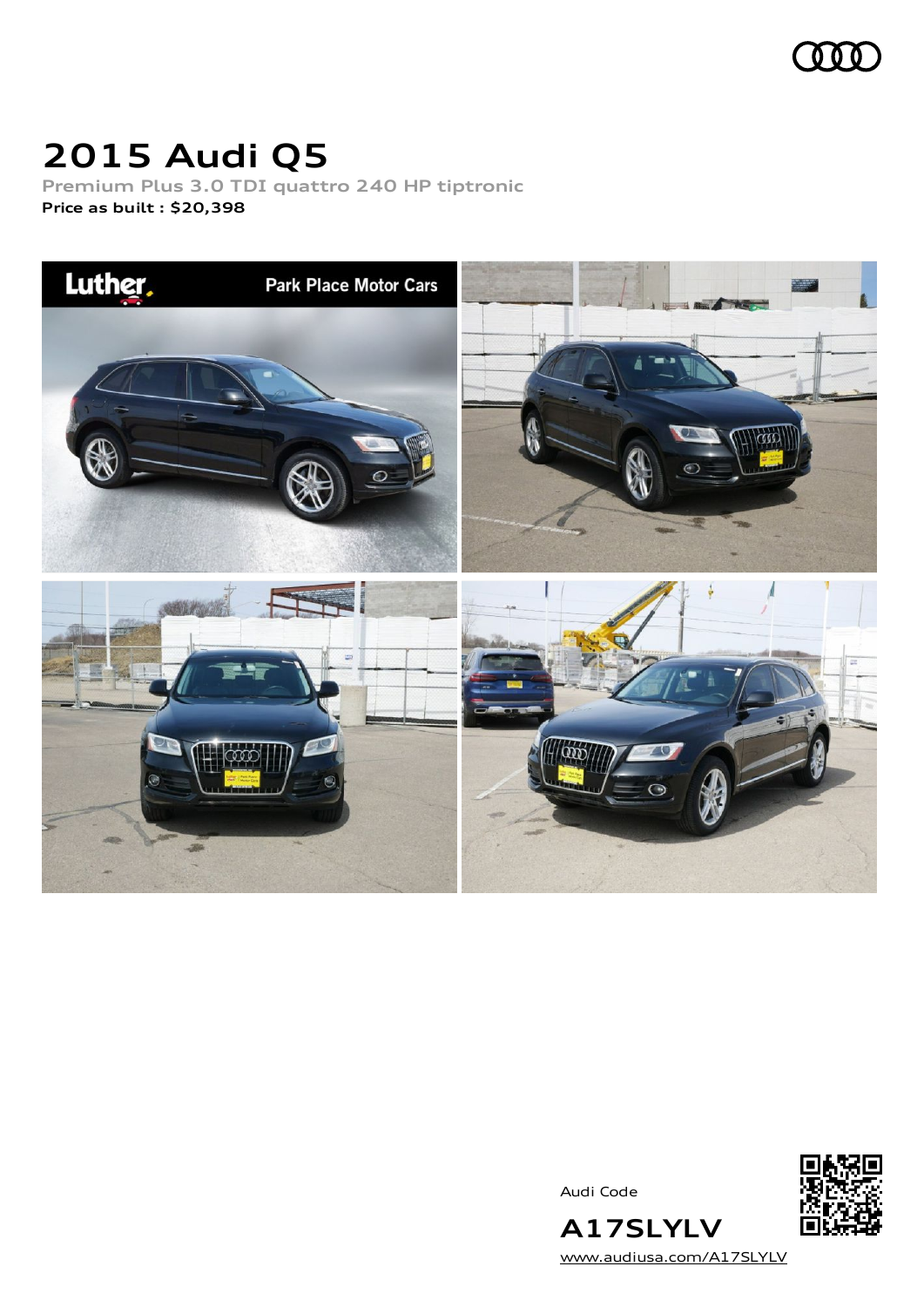# 2015 Audi Q5

Premium Plus 3.0 TDI quattro 240 HP tiptronic

**Price as built : $20,398**

Audi Code

**A17SLYLV**

www.audiusa.com/A17SLYLV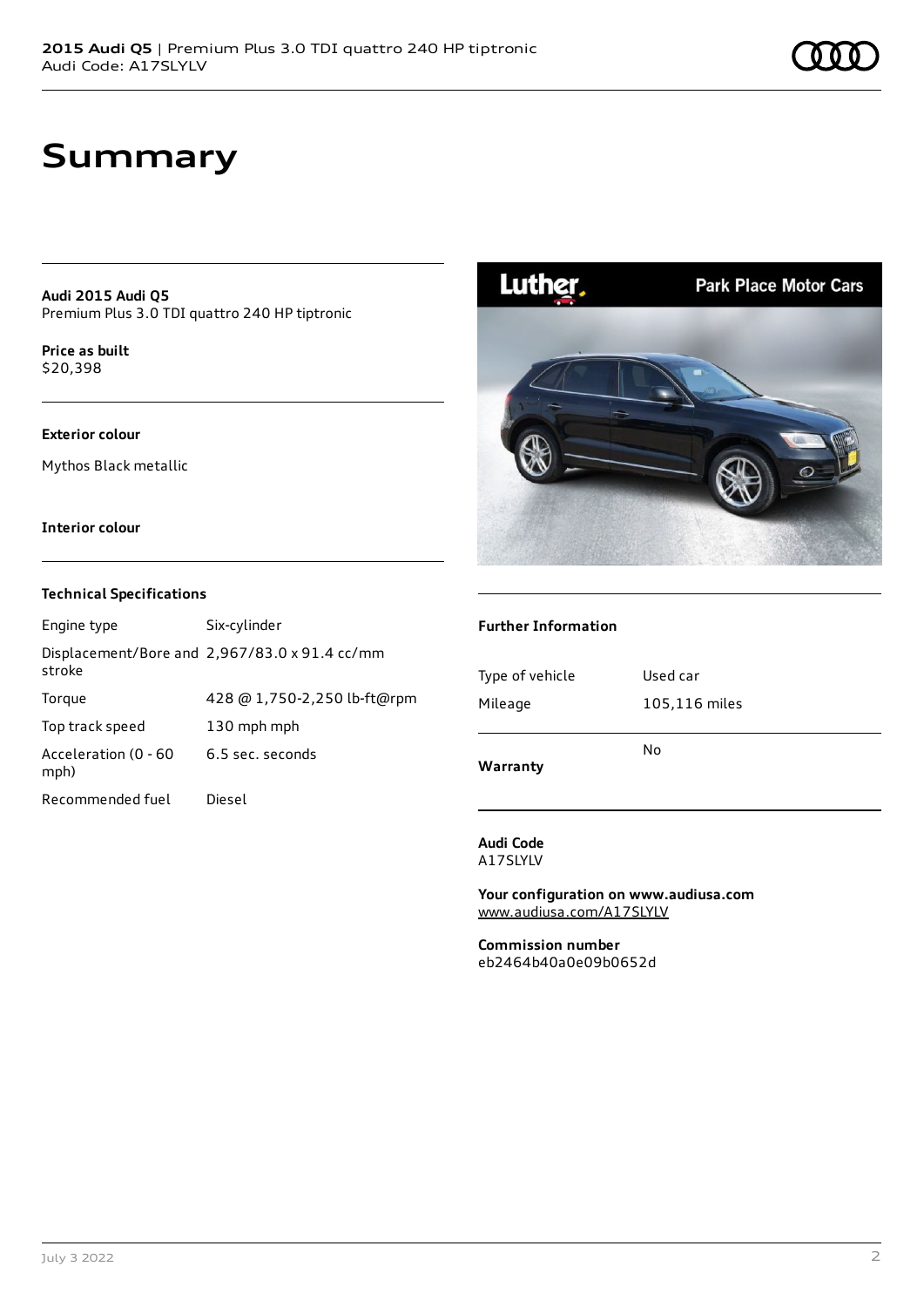# Summary

**Audi 2015 Audi Q5**
Premium Plus 3.0 TDI quattro 240 HP tiptronic

**Price as built**
$20,398

**Exterior colour**

Mythos Black metallic

**Interior colour**

### Technical Specifications

| | |
|---|---|
| Engine type | Six-cylinder |
| Displacement/Bore and stroke | 2,967/83.0 x 91.4 cc/mm |
| Torque | 428 @ 1,750-2,250 lb-ft@rpm |
| Top track speed | 130 mph mph |
| Acceleration (0 - 60 mph) | 6.5 sec. seconds |
| Recommended fuel | Diesel |

### Further Information

| | |
|---|---|
| Type of vehicle | Used car |
| Mileage | 105,116 miles |
| **Warranty** | No |

**Audi Code**
A17SLYLV

**Your configuration on www.audiusa.com**
www.audiusa.com/A17SLYLV

**Commission number**
eb2464b40a0e09b0652d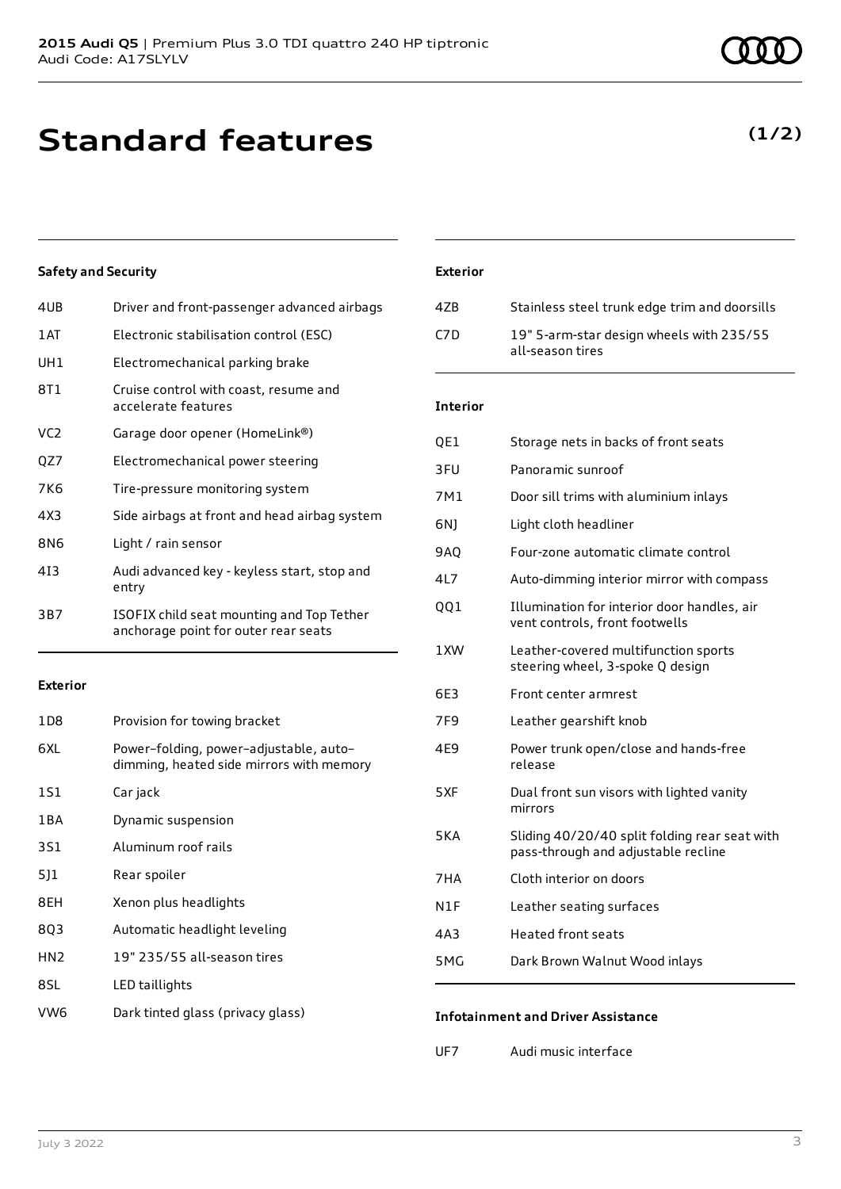# Standard features

**(1/2)**

### Safety and Security

| | |
|---|---|
| 4UB | Driver and front-passenger advanced airbags |
| 1AT | Electronic stabilisation control (ESC) |
| UH1 | Electromechanical parking brake |
| 8T1 | Cruise control with coast, resume and accelerate features |
| VC2 | Garage door opener (HomeLink®) |
| QZ7 | Electromechanical power steering |
| 7K6 | Tire-pressure monitoring system |
| 4X3 | Side airbags at front and head airbag system |
| 8N6 | Light / rain sensor |
| 4I3 | Audi advanced key - keyless start, stop and entry |
| 3B7 | ISOFIX child seat mounting and Top Tether anchorage point for outer rear seats |

### Exterior

| | |
|---|---|
| 1D8 | Provision for towing bracket |
| 6XL | Power–folding, power–adjustable, auto–dimming, heated side mirrors with memory |
| 1S1 | Car jack |
| 1BA | Dynamic suspension |
| 3S1 | Aluminum roof rails |
| 5J1 | Rear spoiler |
| 8EH | Xenon plus headlights |
| 8Q3 | Automatic headlight leveling |
| HN2 | 19" 235/55 all-season tires |
| 8SL | LED taillights |
| VW6 | Dark tinted glass (privacy glass) |

### Exterior

| | |
|---|---|
| 4ZB | Stainless steel trunk edge trim and doorsills |
| C7D | 19" 5-arm-star design wheels with 235/55 all-season tires |

### Interior

| | |
|---|---|
| QE1 | Storage nets in backs of front seats |
| 3FU | Panoramic sunroof |
| 7M1 | Door sill trims with aluminium inlays |
| 6NJ | Light cloth headliner |
| 9AQ | Four-zone automatic climate control |
| 4L7 | Auto-dimming interior mirror with compass |
| QQ1 | Illumination for interior door handles, air vent controls, front footwells |
| 1XW | Leather-covered multifunction sports steering wheel, 3-spoke Q design |
| 6E3 | Front center armrest |
| 7F9 | Leather gearshift knob |
| 4E9 | Power trunk open/close and hands-free release |
| 5XF | Dual front sun visors with lighted vanity mirrors |
| 5KA | Sliding 40/20/40 split folding rear seat with pass-through and adjustable recline |
| 7HA | Cloth interior on doors |
| N1F | Leather seating surfaces |
| 4A3 | Heated front seats |
| 5MG | Dark Brown Walnut Wood inlays |

### Infotainment and Driver Assistance

| | |
|---|---|
| UF7 | Audi music interface |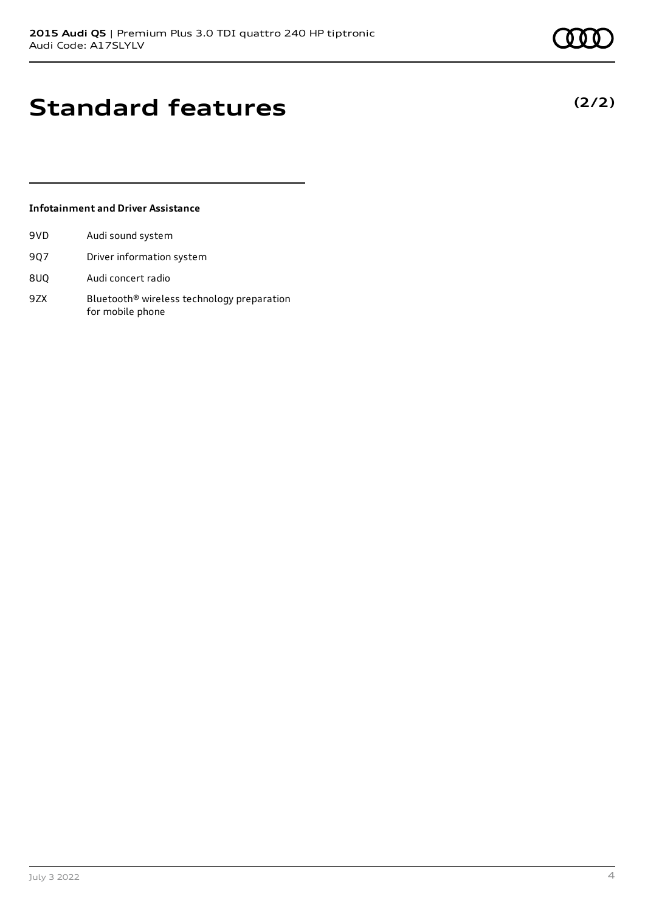# Standard features

**(2/2)**

### Infotainment and Driver Assistance

| | |
|---|---|
| 9VD | Audi sound system |
| 9Q7 | Driver information system |
| 8UQ | Audi concert radio |
| 9ZX | Bluetooth® wireless technology preparation for mobile phone |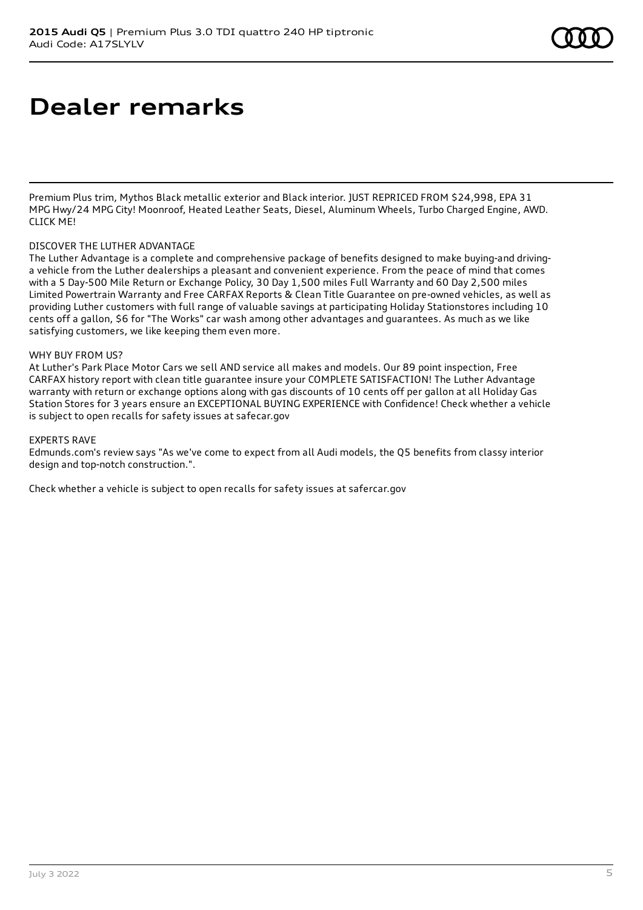# Dealer remarks

Premium Plus trim, Mythos Black metallic exterior and Black interior. JUST REPRICED FROM $24,998, EPA 31 MPG Hwy/24 MPG City! Moonroof, Heated Leather Seats, Diesel, Aluminum Wheels, Turbo Charged Engine, AWD. CLICK ME!

DISCOVER THE LUTHER ADVANTAGE
The Luther Advantage is a complete and comprehensive package of benefits designed to make buying-and driving-a vehicle from the Luther dealerships a pleasant and convenient experience. From the peace of mind that comes with a 5 Day-500 Mile Return or Exchange Policy, 30 Day 1,500 miles Full Warranty and 60 Day 2,500 miles Limited Powertrain Warranty and Free CARFAX Reports & Clean Title Guarantee on pre-owned vehicles, as well as providing Luther customers with full range of valuable savings at participating Holiday Stationstores including 10 cents off a gallon, $6 for "The Works" car wash among other advantages and guarantees. As much as we like satisfying customers, we like keeping them even more.

WHY BUY FROM US?
At Luther's Park Place Motor Cars we sell AND service all makes and models. Our 89 point inspection, Free CARFAX history report with clean title guarantee insure your COMPLETE SATISFACTION! The Luther Advantage warranty with return or exchange options along with gas discounts of 10 cents off per gallon at all Holiday Gas Station Stores for 3 years ensure an EXCEPTIONAL BUYING EXPERIENCE with Confidence! Check whether a vehicle is subject to open recalls for safety issues at safecar.gov

EXPERTS RAVE
Edmunds.com's review says "As we've come to expect from all Audi models, the Q5 benefits from classy interior design and top-notch construction.".

Check whether a vehicle is subject to open recalls for safety issues at safercar.gov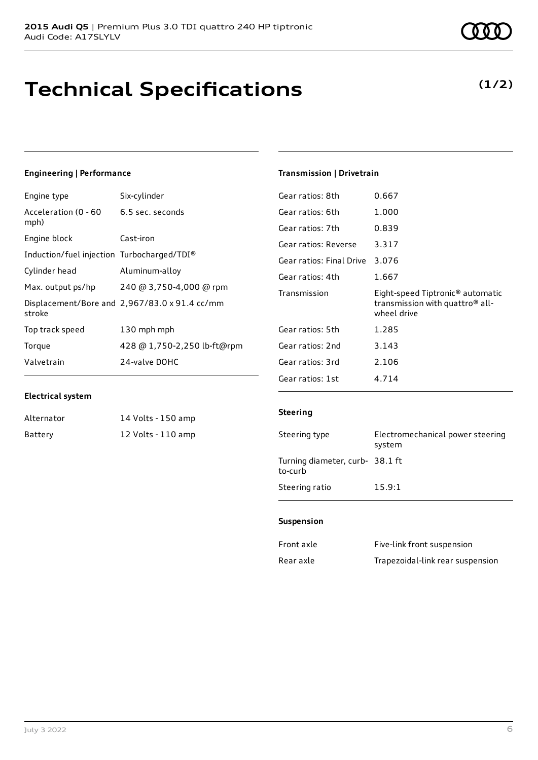# Technical Specifications

**(1/2)**

### Engineering | Performance

| | |
|---|---|
| Engine type | Six-cylinder |
| Acceleration (0 - 60 mph) | 6.5 sec. seconds |
| Engine block | Cast-iron |
| Induction/fuel injection | Turbocharged/TDI® |
| Cylinder head | Aluminum-alloy |
| Max. output ps/hp | 240 @ 3,750-4,000 @ rpm |
| Displacement/Bore and stroke | 2,967/83.0 x 91.4 cc/mm |
| Top track speed | 130 mph mph |
| Torque | 428 @ 1,750-2,250 lb-ft@rpm |
| Valvetrain | 24-valve DOHC |

### Electrical system

| | |
|---|---|
| Alternator | 14 Volts - 150 amp |
| Battery | 12 Volts - 110 amp |

### Transmission | Drivetrain

| | |
|---|---|
| Gear ratios: 8th | 0.667 |
| Gear ratios: 6th | 1.000 |
| Gear ratios: 7th | 0.839 |
| Gear ratios: Reverse | 3.317 |
| Gear ratios: Final Drive | 3.076 |
| Gear ratios: 4th | 1.667 |
| Transmission | Eight-speed Tiptronic® automatic transmission with quattro® all-wheel drive |
| Gear ratios: 5th | 1.285 |
| Gear ratios: 2nd | 3.143 |
| Gear ratios: 3rd | 2.106 |
| Gear ratios: 1st | 4.714 |

### Steering

| | |
|---|---|
| Steering type | Electromechanical power steering system |
| Turning diameter, curb-to-curb | 38.1 ft |
| Steering ratio | 15.9:1 |

### Suspension

| | |
|---|---|
| Front axle | Five-link front suspension |
| Rear axle | Trapezoidal-link rear suspension |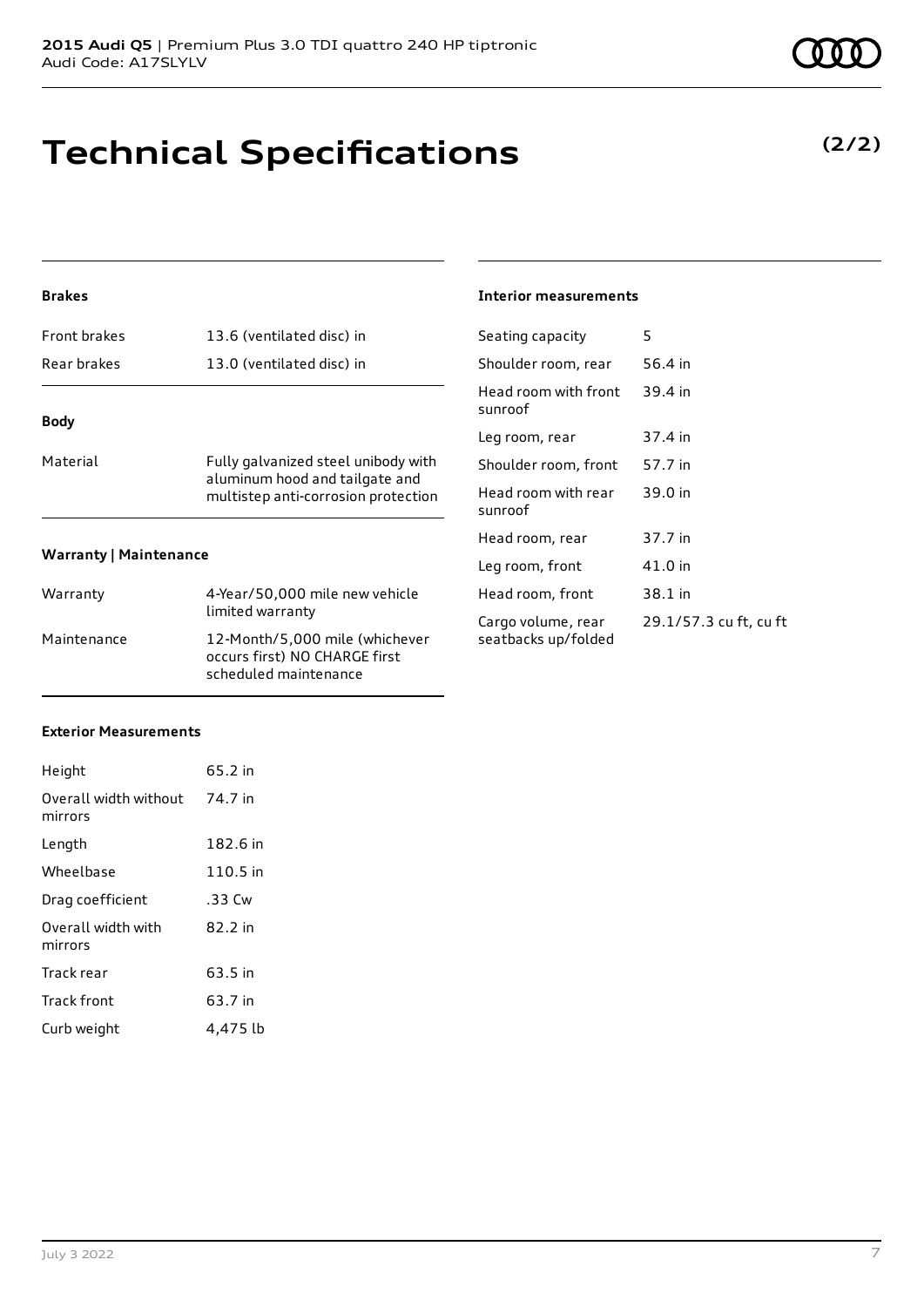# Technical Specifications

**(2/2)**

### Brakes

| | |
|---|---|
| Front brakes | 13.6 (ventilated disc) in |
| Rear brakes | 13.0 (ventilated disc) in |

### Body

| | |
|---|---|
| Material | Fully galvanized steel unibody with aluminum hood and tailgate and multistep anti-corrosion protection |

### Warranty | Maintenance

| | |
|---|---|
| Warranty | 4-Year/50,000 mile new vehicle limited warranty |
| Maintenance | 12-Month/5,000 mile (whichever occurs first) NO CHARGE first scheduled maintenance |

### Exterior Measurements

| | |
|---|---|
| Height | 65.2 in |
| Overall width without mirrors | 74.7 in |
| Length | 182.6 in |
| Wheelbase | 110.5 in |
| Drag coefficient | .33 Cw |
| Overall width with mirrors | 82.2 in |
| Track rear | 63.5 in |
| Track front | 63.7 in |
| Curb weight | 4,475 lb |

### Interior measurements

| | |
|---|---|
| Seating capacity | 5 |
| Shoulder room, rear | 56.4 in |
| Head room with front sunroof | 39.4 in |
| Leg room, rear | 37.4 in |
| Shoulder room, front | 57.7 in |
| Head room with rear sunroof | 39.0 in |
| Head room, rear | 37.7 in |
| Leg room, front | 41.0 in |
| Head room, front | 38.1 in |
| Cargo volume, rear seatbacks up/folded | 29.1/57.3 cu ft, cu ft |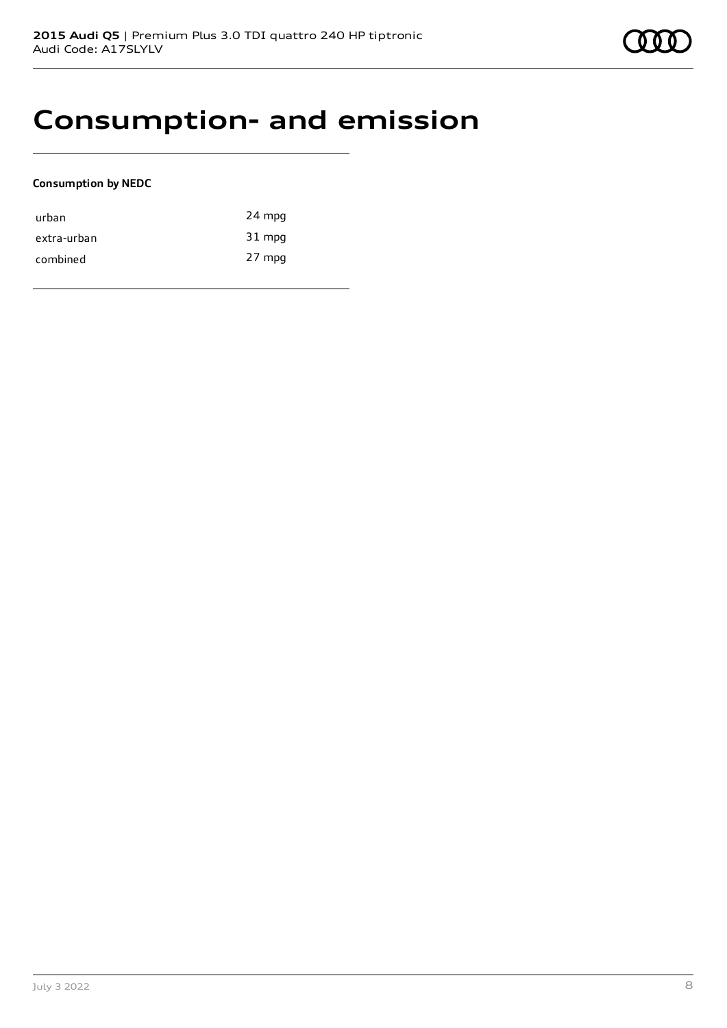# Consumption- and emission

**Consumption by NEDC**

| | |
|---|---|
| urban | 24 mpg |
| extra-urban | 31 mpg |
| combined | 27 mpg |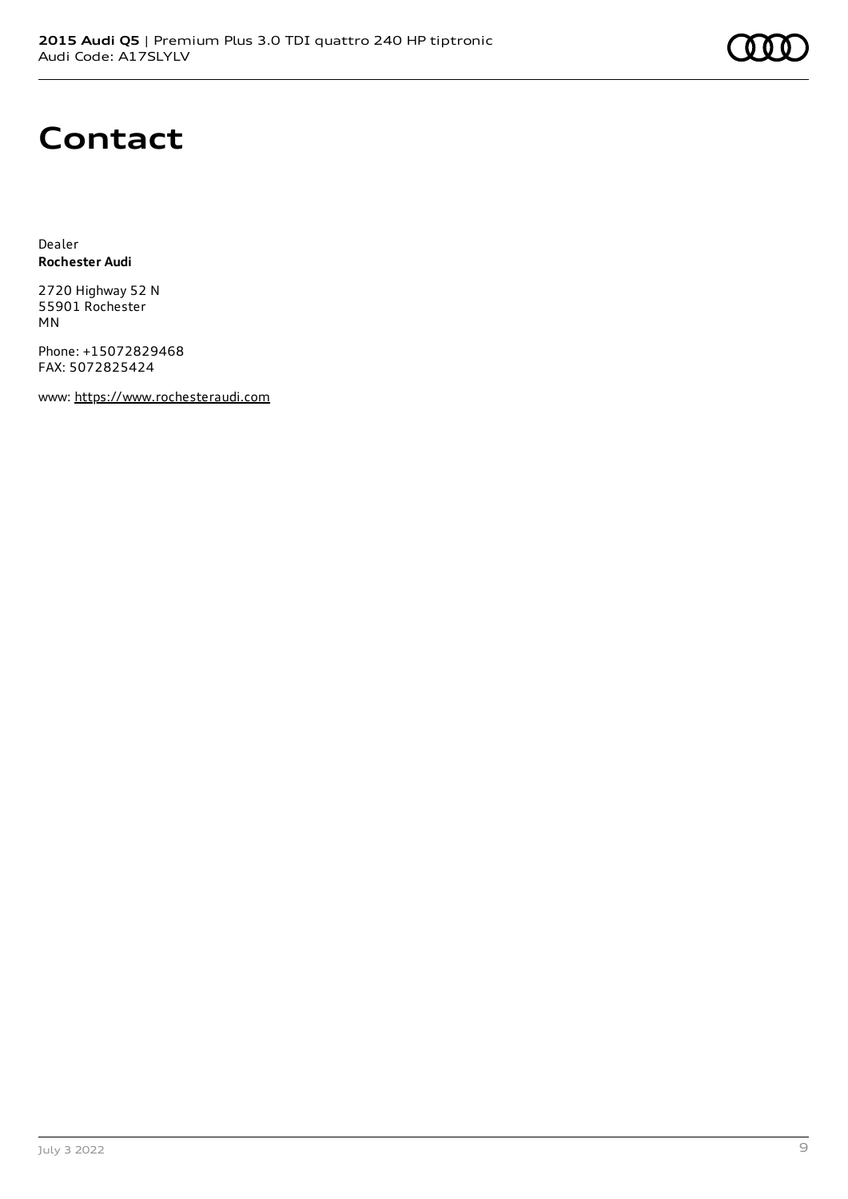# Contact

Dealer
**Rochester Audi**

2720 Highway 52 N
55901 Rochester
MN

Phone: +15072829468
FAX: 5072825424

www: https://www.rochesteraudi.com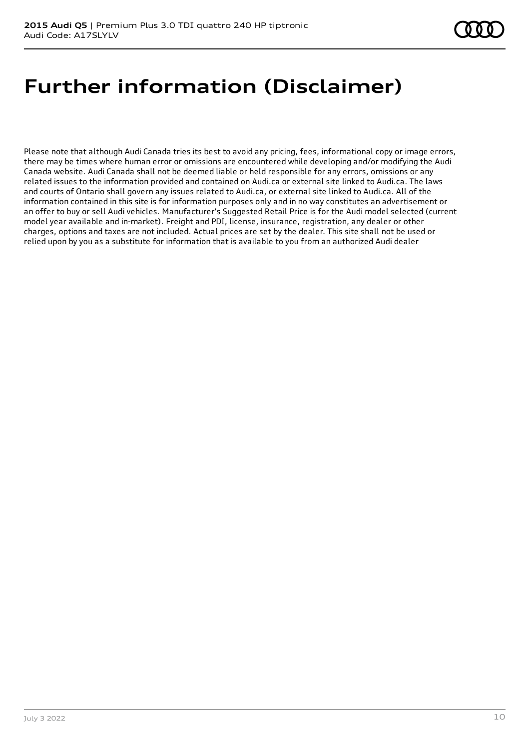# Further information (Disclaimer)

Please note that although Audi Canada tries its best to avoid any pricing, fees, informational copy or image errors, there may be times where human error or omissions are encountered while developing and/or modifying the Audi Canada website. Audi Canada shall not be deemed liable or held responsible for any errors, omissions or any related issues to the information provided and contained on Audi.ca or external site linked to Audi.ca. The laws and courts of Ontario shall govern any issues related to Audi.ca, or external site linked to Audi.ca. All of the information contained in this site is for information purposes only and in no way constitutes an advertisement or an offer to buy or sell Audi vehicles. Manufacturer's Suggested Retail Price is for the Audi model selected (current model year available and in-market). Freight and PDI, license, insurance, registration, any dealer or other charges, options and taxes are not included. Actual prices are set by the dealer. This site shall not be used or relied upon by you as a substitute for information that is available to you from an authorized Audi dealer